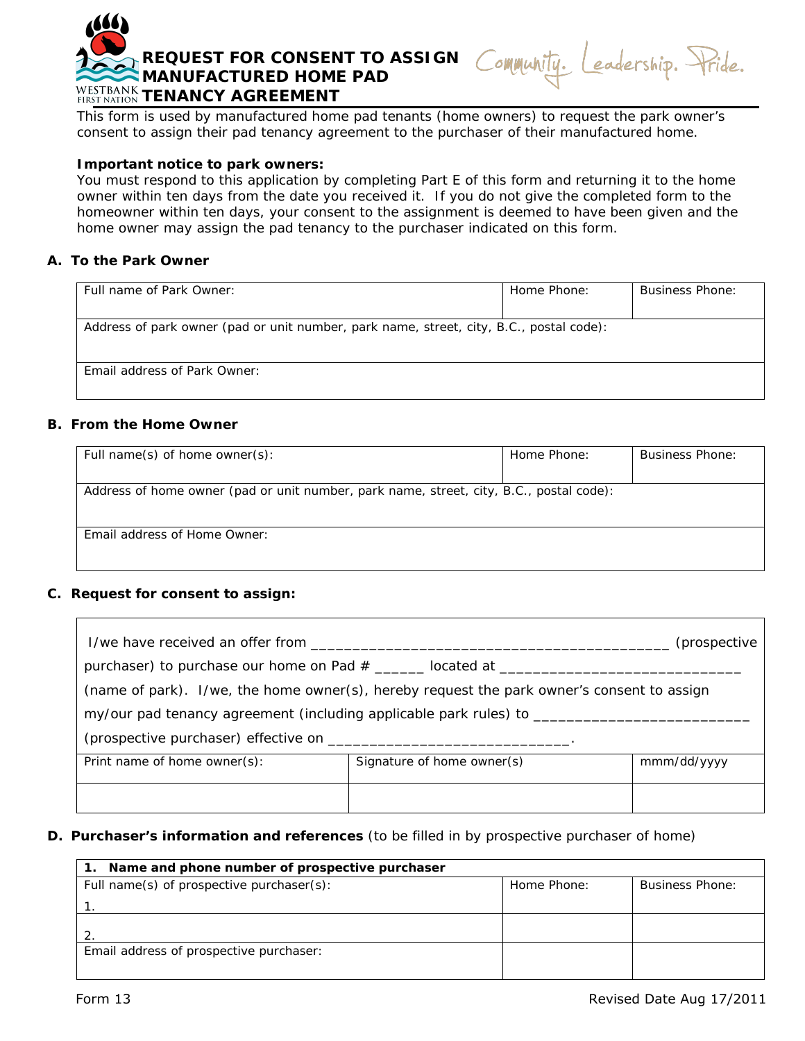# REQUEST FOR CONSENT TO ASSIGN MANUFACTURED HOME PAD TENANCY AGREEMENT

Community. Leadership. Pride.

This form is used by manufactured home pad tenants (home owners) to request the park owner's consent to assign their pad tenancy agreement to the purchaser of their manufactured home.

**Important notice to park owners:**
You must respond to this application by completing Part E of this form and returning it to the home owner within ten days from the date you received it. If you do not give the completed form to the homeowner within ten days, your consent to the assignment is deemed to have been given and the home owner may assign the pad tenancy to the purchaser indicated on this form.

## A. To the Park Owner

| Full name of Park Owner: | Home Phone: | Business Phone: |
|---|---|---|
| Address of park owner (pad or unit number, park name, street, city, B.C., postal code): | | |
| Email address of Park Owner: | | |

## B. From the Home Owner

| Full name(s) of home owner(s): | Home Phone: | Business Phone: |
|---|---|---|
| Address of home owner (pad or unit number, park name, street, city, B.C., postal code): | | |
| Email address of Home Owner: | | |

## C. Request for consent to assign:

I/we have received an offer from ___________________________________________ (prospective purchaser) to purchase our home on Pad # ______ located at ____________________________ (name of park). I/we, the home owner(s), hereby request the park owner's consent to assign my/our pad tenancy agreement (including applicable park rules) to _________________________ (prospective purchaser) effective on ____________________________.

| Print name of home owner(s): | Signature of home owner(s) | mmm/dd/yyyy |
|---|---|---|
| | | |

## D. Purchaser's information and references (to be filled in by prospective purchaser of home)

| **1. Name and phone number of prospective purchaser** | | |
|---|---|---|
| Full name(s) of prospective purchaser(s): 1. | Home Phone: | Business Phone: |
| 2. | | |
| Email address of prospective purchaser: | | |

Form 13

Revised Date Aug 17/2011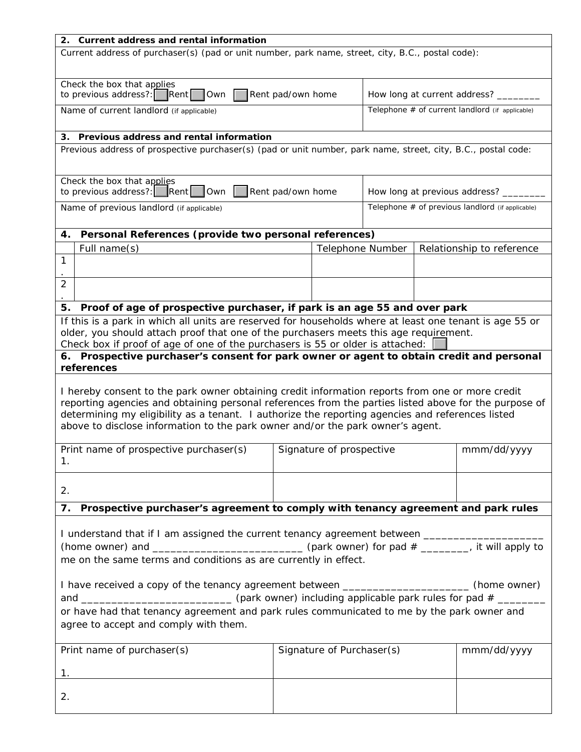| **2. Current address and rental information** | |
|---|---|
| Current address of purchaser(s) (pad or unit number, park name, street, city, B.C., postal code): | |
| Check the box that applies to previous address?: ☐ Rent ☐ Own ☐ Rent pad/own home | How long at current address? ________ |
| Name of current landlord (if applicable) | Telephone # of current landlord (if applicable) |

| **3. Previous address and rental information** | |
|---|---|
| Previous address of prospective purchaser(s) (pad or unit number, park name, street, city, B.C., postal code: | |
| Check the box that applies to previous address?: ☐ Rent ☐ Own ☐ Rent pad/own home | How long at previous address? ________ |
| Name of previous landlord (if applicable) | Telephone # of previous landlord (if applicable) |

**4. Personal References (provide two personal references)**

| | Full name(s) | Telephone Number | Relationship to reference |
|---|---|---|---|
| 1. | | | |
| 2. | | | |

**5. Proof of age of prospective purchaser, if park is an age 55 and over park**

If this is a park in which all units are reserved for households where at least one tenant is age 55 or older, you should attach proof that one of the purchasers meets this age requirement.
Check box if proof of age of one of the purchasers is 55 or older is attached: ☐

**6. Prospective purchaser's consent for park owner or agent to obtain credit and personal references**

I hereby consent to the park owner obtaining credit information reports from one or more credit reporting agencies and obtaining personal references from the parties listed above for the purpose of determining my eligibility as a tenant. I authorize the reporting agencies and references listed above to disclose information to the park owner and/or the park owner's agent.

| Print name of prospective purchaser(s) | Signature of prospective | mmm/dd/yyyy |
|---|---|---|
| 1. | | |
| 2. | | |

**7. Prospective purchaser's agreement to comply with tenancy agreement and park rules**

I understand that if I am assigned the current tenancy agreement between ____________________ (home owner) and _________________________ (park owner) for pad # ________, it will apply to me on the same terms and conditions as are currently in effect.

I have received a copy of the tenancy agreement between _____________________ (home owner) and _________________________ (park owner) including applicable park rules for pad # ________ or have had that tenancy agreement and park rules communicated to me by the park owner and agree to accept and comply with them.

| Print name of purchaser(s) | Signature of Purchaser(s) | mmm/dd/yyyy |
|---|---|---|
| 1. | | |
| 2. | | |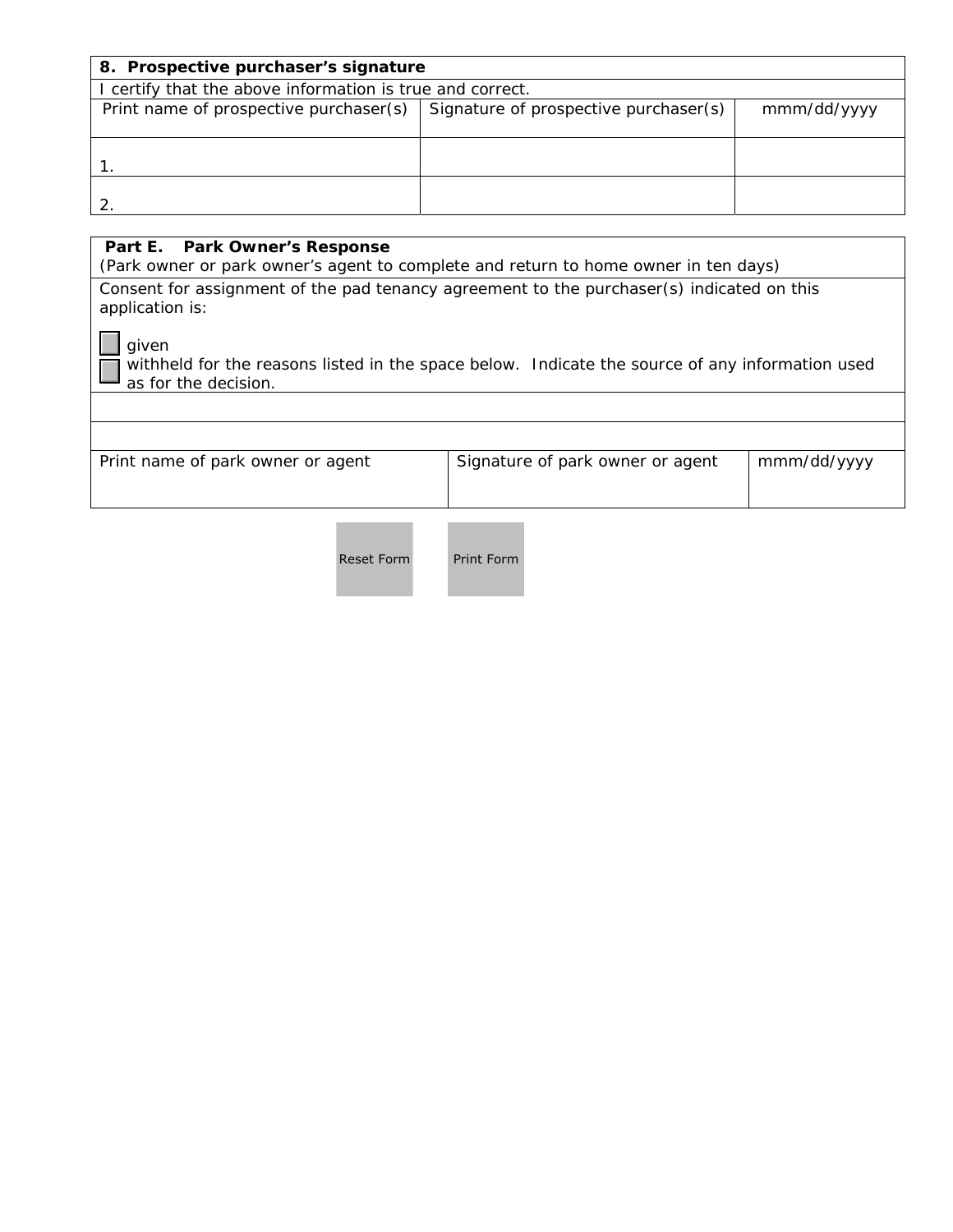| **8. Prospective purchaser's signature** | | |
|---|---|---|
| I certify that the above information is true and correct. | | |
| Print name of prospective purchaser(s) | Signature of prospective purchaser(s) | mmm/dd/yyyy |
| 1. | | |
| 2. | | |

| **Part E. Park Owner's Response** (Park owner or park owner's agent to complete and return to home owner in ten days) | | |
|---|---|---|
| Consent for assignment of the pad tenancy agreement to the purchaser(s) indicated on this application is:<br><br>☐ given<br>☐ withheld for the reasons listed in the space below. Indicate the source of any information used as for the decision. | | |
| | | |
| | | |
| Print name of park owner or agent | Signature of park owner or agent | mmm/dd/yyyy |

Reset Form    Print Form